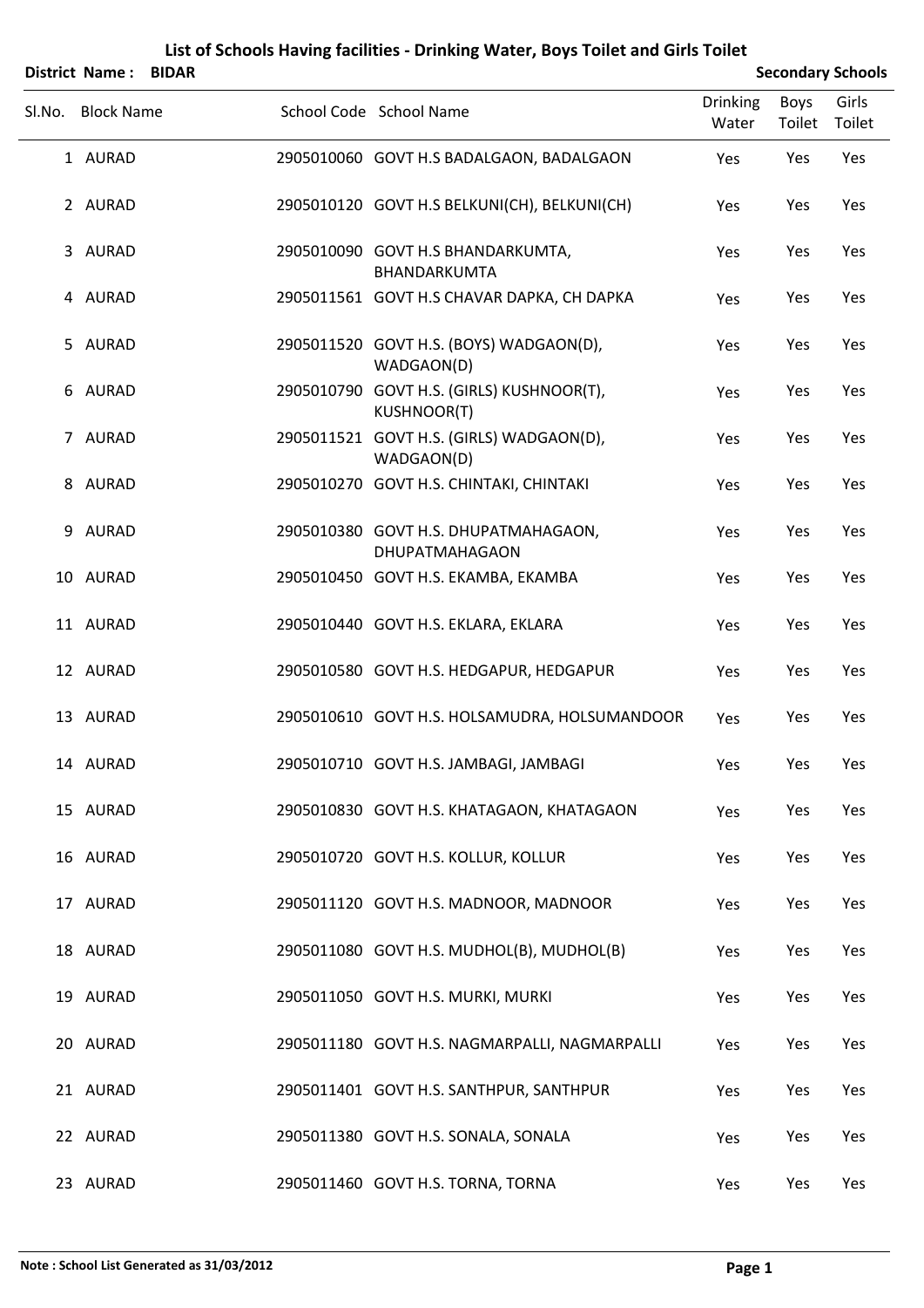# List of Schools Having facilities - Drinking Water, Boys Toilet and Girls Toilet

**District Name : BIDAR** **Secondary Schools**

| Sl.No. | Block Name | School Code | School Name | Drinking Water | Boys Toilet | Girls Toilet |
|---|---|---|---|---|---|---|
| 1 | AURAD | 2905010060 | GOVT H.S BADALGAON, BADALGAON | Yes | Yes | Yes |
| 2 | AURAD | 2905010120 | GOVT H.S BELKUNI(CH), BELKUNI(CH) | Yes | Yes | Yes |
| 3 | AURAD | 2905010090 | GOVT H.S BHANDARKUMTA, BHANDARKUMTA | Yes | Yes | Yes |
| 4 | AURAD | 2905011561 | GOVT H.S CHAVAR DAPKA, CH DAPKA | Yes | Yes | Yes |
| 5 | AURAD | 2905011520 | GOVT H.S. (BOYS) WADGAON(D), WADGAON(D) | Yes | Yes | Yes |
| 6 | AURAD | 2905010790 | GOVT H.S. (GIRLS) KUSHNOOR(T), KUSHNOOR(T) | Yes | Yes | Yes |
| 7 | AURAD | 2905011521 | GOVT H.S. (GIRLS) WADGAON(D), WADGAON(D) | Yes | Yes | Yes |
| 8 | AURAD | 2905010270 | GOVT H.S. CHINTAKI, CHINTAKI | Yes | Yes | Yes |
| 9 | AURAD | 2905010380 | GOVT H.S. DHUPATMAHAGAON, DHUPATMAHAGAON | Yes | Yes | Yes |
| 10 | AURAD | 2905010450 | GOVT H.S. EKAMBA, EKAMBA | Yes | Yes | Yes |
| 11 | AURAD | 2905010440 | GOVT H.S. EKLARA, EKLARA | Yes | Yes | Yes |
| 12 | AURAD | 2905010580 | GOVT H.S. HEDGAPUR, HEDGAPUR | Yes | Yes | Yes |
| 13 | AURAD | 2905010610 | GOVT H.S. HOLSAMUDRA, HOLSUMANDOOR | Yes | Yes | Yes |
| 14 | AURAD | 2905010710 | GOVT H.S. JAMBAGI, JAMBAGI | Yes | Yes | Yes |
| 15 | AURAD | 2905010830 | GOVT H.S. KHATAGAON, KHATAGAON | Yes | Yes | Yes |
| 16 | AURAD | 2905010720 | GOVT H.S. KOLLUR, KOLLUR | Yes | Yes | Yes |
| 17 | AURAD | 2905011120 | GOVT H.S. MADNOOR, MADNOOR | Yes | Yes | Yes |
| 18 | AURAD | 2905011080 | GOVT H.S. MUDHOL(B), MUDHOL(B) | Yes | Yes | Yes |
| 19 | AURAD | 2905011050 | GOVT H.S. MURKI, MURKI | Yes | Yes | Yes |
| 20 | AURAD | 2905011180 | GOVT H.S. NAGMARPALLI, NAGMARPALLI | Yes | Yes | Yes |
| 21 | AURAD | 2905011401 | GOVT H.S. SANTHPUR, SANTHPUR | Yes | Yes | Yes |
| 22 | AURAD | 2905011380 | GOVT H.S. SONALA, SONALA | Yes | Yes | Yes |
| 23 | AURAD | 2905011460 | GOVT H.S. TORNA, TORNA | Yes | Yes | Yes |

**Note : School List Generated as 31/03/2012**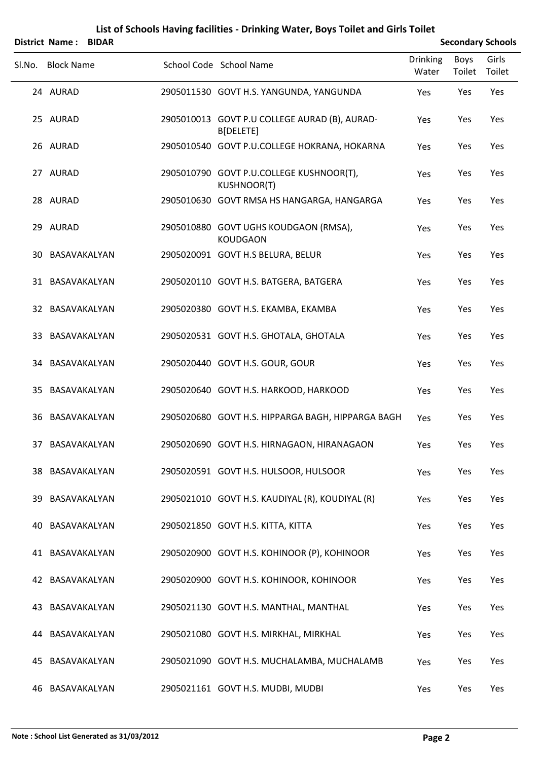# List of Schools Having facilities - Drinking Water, Boys Toilet and Girls Toilet

**District Name : BIDAR** **Secondary Schools**

| Sl.No. | Block Name | School Code | School Name | Drinking Water | Boys Toilet | Girls Toilet |
|---|---|---|---|---|---|---|
| 24 | AURAD | 2905011530 | GOVT H.S. YANGUNDA, YANGUNDA | Yes | Yes | Yes |
| 25 | AURAD | 2905010013 | GOVT P.U COLLEGE AURAD (B), AURAD-B[DELETE] | Yes | Yes | Yes |
| 26 | AURAD | 2905010540 | GOVT P.U.COLLEGE HOKRANA, HOKARNA | Yes | Yes | Yes |
| 27 | AURAD | 2905010790 | GOVT P.U.COLLEGE KUSHNOOR(T), KUSHNOOR(T) | Yes | Yes | Yes |
| 28 | AURAD | 2905010630 | GOVT RMSA HS HANGARGA, HANGARGA | Yes | Yes | Yes |
| 29 | AURAD | 2905010880 | GOVT UGHS KOUDGAON (RMSA), KOUDGAON | Yes | Yes | Yes |
| 30 | BASAVAKALYAN | 2905020091 | GOVT H.S BELURA, BELUR | Yes | Yes | Yes |
| 31 | BASAVAKALYAN | 2905020110 | GOVT H.S. BATGERA, BATGERA | Yes | Yes | Yes |
| 32 | BASAVAKALYAN | 2905020380 | GOVT H.S. EKAMBA, EKAMBA | Yes | Yes | Yes |
| 33 | BASAVAKALYAN | 2905020531 | GOVT H.S. GHOTALA, GHOTALA | Yes | Yes | Yes |
| 34 | BASAVAKALYAN | 2905020440 | GOVT H.S. GOUR, GOUR | Yes | Yes | Yes |
| 35 | BASAVAKALYAN | 2905020640 | GOVT H.S. HARKOOD, HARKOOD | Yes | Yes | Yes |
| 36 | BASAVAKALYAN | 2905020680 | GOVT H.S. HIPPARGA BAGH, HIPPARGA BAGH | Yes | Yes | Yes |
| 37 | BASAVAKALYAN | 2905020690 | GOVT H.S. HIRNAGAON, HIRANAGAON | Yes | Yes | Yes |
| 38 | BASAVAKALYAN | 2905020591 | GOVT H.S. HULSOOR, HULSOOR | Yes | Yes | Yes |
| 39 | BASAVAKALYAN | 2905021010 | GOVT H.S. KAUDIYAL (R), KOUDIYAL (R) | Yes | Yes | Yes |
| 40 | BASAVAKALYAN | 2905021850 | GOVT H.S. KITTA, KITTA | Yes | Yes | Yes |
| 41 | BASAVAKALYAN | 2905020900 | GOVT H.S. KOHINOOR (P), KOHINOOR | Yes | Yes | Yes |
| 42 | BASAVAKALYAN | 2905020900 | GOVT H.S. KOHINOOR, KOHINOOR | Yes | Yes | Yes |
| 43 | BASAVAKALYAN | 2905021130 | GOVT H.S. MANTHAL, MANTHAL | Yes | Yes | Yes |
| 44 | BASAVAKALYAN | 2905021080 | GOVT H.S. MIRKHAL, MIRKHAL | Yes | Yes | Yes |
| 45 | BASAVAKALYAN | 2905021090 | GOVT H.S. MUCHALAMBA, MUCHALAMB | Yes | Yes | Yes |
| 46 | BASAVAKALYAN | 2905021161 | GOVT H.S. MUDBI, MUDBI | Yes | Yes | Yes |

**Note : School List Generated as 31/03/2012**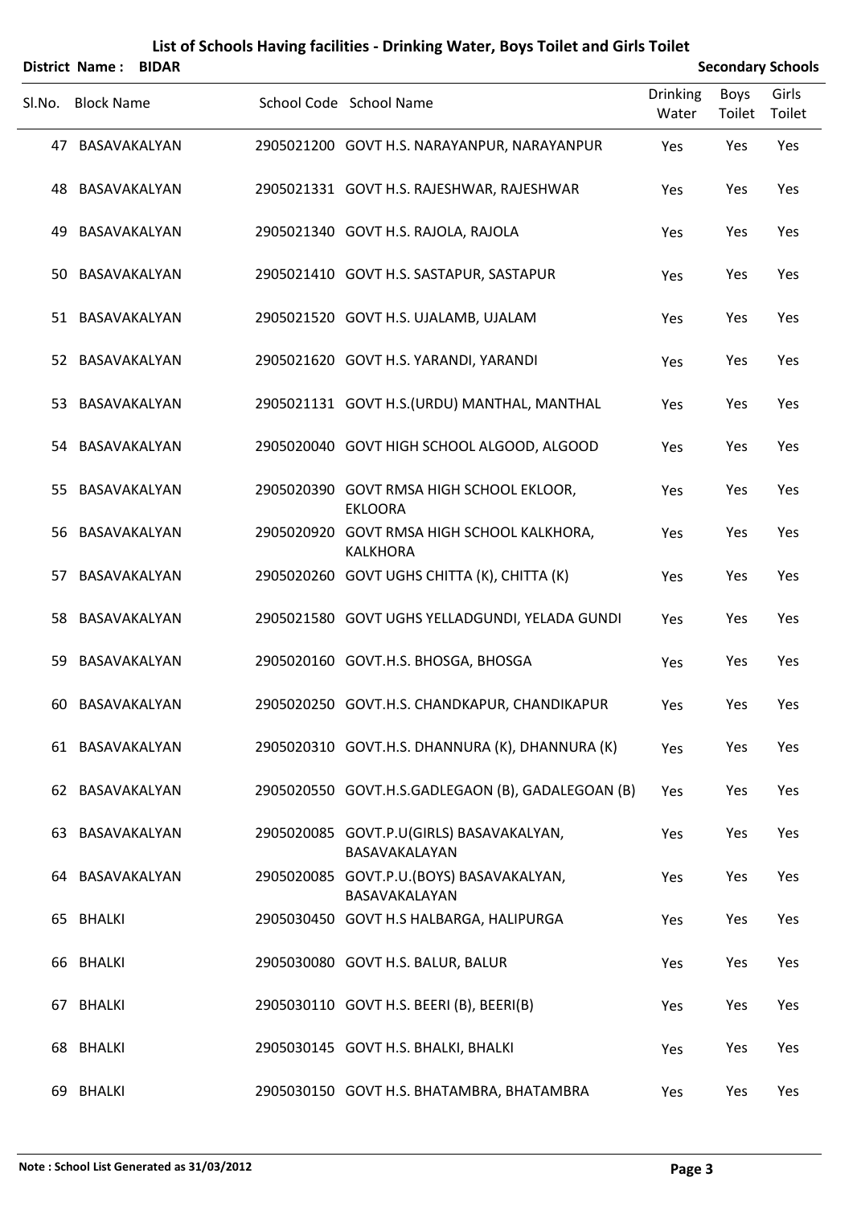# List of Schools Having facilities - Drinking Water, Boys Toilet and Girls Toilet

**District Name : BIDAR** **Secondary Schools**

| Sl.No. | Block Name | School Code | School Name | Drinking Water | Boys Toilet | Girls Toilet |
|---|---|---|---|---|---|---|
| 47 | BASAVAKALYAN | 2905021200 | GOVT H.S. NARAYANPUR, NARAYANPUR | Yes | Yes | Yes |
| 48 | BASAVAKALYAN | 2905021331 | GOVT H.S. RAJESHWAR, RAJESHWAR | Yes | Yes | Yes |
| 49 | BASAVAKALYAN | 2905021340 | GOVT H.S. RAJOLA, RAJOLA | Yes | Yes | Yes |
| 50 | BASAVAKALYAN | 2905021410 | GOVT H.S. SASTAPUR, SASTAPUR | Yes | Yes | Yes |
| 51 | BASAVAKALYAN | 2905021520 | GOVT H.S. UJALAMB, UJALAM | Yes | Yes | Yes |
| 52 | BASAVAKALYAN | 2905021620 | GOVT H.S. YARANDI, YARANDI | Yes | Yes | Yes |
| 53 | BASAVAKALYAN | 2905021131 | GOVT H.S.(URDU) MANTHAL, MANTHAL | Yes | Yes | Yes |
| 54 | BASAVAKALYAN | 2905020040 | GOVT HIGH SCHOOL ALGOOD, ALGOOD | Yes | Yes | Yes |
| 55 | BASAVAKALYAN | 2905020390 | GOVT RMSA HIGH SCHOOL EKLOOR, EKLOORA | Yes | Yes | Yes |
| 56 | BASAVAKALYAN | 2905020920 | GOVT RMSA HIGH SCHOOL KALKHORA, KALKHORA | Yes | Yes | Yes |
| 57 | BASAVAKALYAN | 2905020260 | GOVT UGHS CHITTA (K), CHITTA (K) | Yes | Yes | Yes |
| 58 | BASAVAKALYAN | 2905021580 | GOVT UGHS YELLADGUNDI, YELADA GUNDI | Yes | Yes | Yes |
| 59 | BASAVAKALYAN | 2905020160 | GOVT.H.S. BHOSGA, BHOSGA | Yes | Yes | Yes |
| 60 | BASAVAKALYAN | 2905020250 | GOVT.H.S. CHANDKAPUR, CHANDIKAPUR | Yes | Yes | Yes |
| 61 | BASAVAKALYAN | 2905020310 | GOVT.H.S. DHANNURA (K), DHANNURA (K) | Yes | Yes | Yes |
| 62 | BASAVAKALYAN | 2905020550 | GOVT.H.S.GADLEGAON (B), GADALEGOAN (B) | Yes | Yes | Yes |
| 63 | BASAVAKALYAN | 2905020085 | GOVT.P.U(GIRLS) BASAVAKALYAN, BASAVAKALAYAN | Yes | Yes | Yes |
| 64 | BASAVAKALYAN | 2905020085 | GOVT.P.U.(BOYS) BASAVAKALYAN, BASAVAKALAYAN | Yes | Yes | Yes |
| 65 | BHALKI | 2905030450 | GOVT H.S HALBARGA, HALIPURGA | Yes | Yes | Yes |
| 66 | BHALKI | 2905030080 | GOVT H.S. BALUR, BALUR | Yes | Yes | Yes |
| 67 | BHALKI | 2905030110 | GOVT H.S. BEERI (B), BEERI(B) | Yes | Yes | Yes |
| 68 | BHALKI | 2905030145 | GOVT H.S. BHALKI, BHALKI | Yes | Yes | Yes |
| 69 | BHALKI | 2905030150 | GOVT H.S. BHATAMBRA, BHATAMBRA | Yes | Yes | Yes |

**Note : School List Generated as 31/03/2012**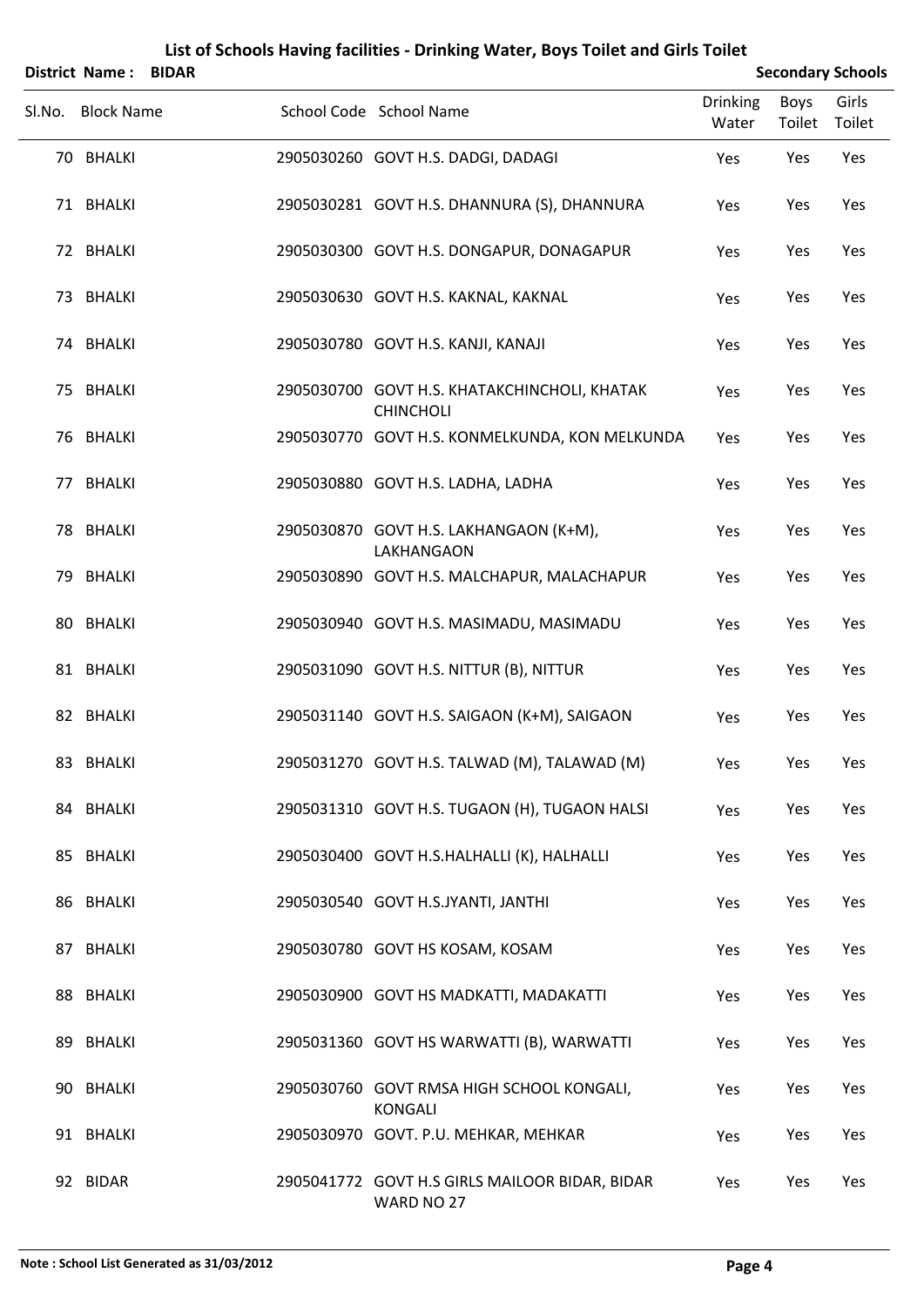# List of Schools Having facilities - Drinking Water, Boys Toilet and Girls Toilet

**District Name : BIDAR** **Secondary Schools**

| Sl.No. | Block Name | School Code | School Name | Drinking Water | Boys Toilet | Girls Toilet |
|---|---|---|---|---|---|---|
| 70 | BHALKI | 2905030260 | GOVT H.S. DADGI, DADAGI | Yes | Yes | Yes |
| 71 | BHALKI | 2905030281 | GOVT H.S. DHANNURA (S), DHANNURA | Yes | Yes | Yes |
| 72 | BHALKI | 2905030300 | GOVT H.S. DONGAPUR, DONAGAPUR | Yes | Yes | Yes |
| 73 | BHALKI | 2905030630 | GOVT H.S. KAKNAL, KAKNAL | Yes | Yes | Yes |
| 74 | BHALKI | 2905030780 | GOVT H.S. KANJI, KANAJI | Yes | Yes | Yes |
| 75 | BHALKI | 2905030700 | GOVT H.S. KHATAKCHINCHOLI, KHATAK CHINCHOLI | Yes | Yes | Yes |
| 76 | BHALKI | 2905030770 | GOVT H.S. KONMELKUNDA, KON MELKUNDA | Yes | Yes | Yes |
| 77 | BHALKI | 2905030880 | GOVT H.S. LADHA, LADHA | Yes | Yes | Yes |
| 78 | BHALKI | 2905030870 | GOVT H.S. LAKHANGAON (K+M), LAKHANGAON | Yes | Yes | Yes |
| 79 | BHALKI | 2905030890 | GOVT H.S. MALCHAPUR, MALACHAPUR | Yes | Yes | Yes |
| 80 | BHALKI | 2905030940 | GOVT H.S. MASIMADU, MASIMADU | Yes | Yes | Yes |
| 81 | BHALKI | 2905031090 | GOVT H.S. NITTUR (B), NITTUR | Yes | Yes | Yes |
| 82 | BHALKI | 2905031140 | GOVT H.S. SAIGAON (K+M), SAIGAON | Yes | Yes | Yes |
| 83 | BHALKI | 2905031270 | GOVT H.S. TALWAD (M), TALAWAD (M) | Yes | Yes | Yes |
| 84 | BHALKI | 2905031310 | GOVT H.S. TUGAON (H), TUGAON HALSI | Yes | Yes | Yes |
| 85 | BHALKI | 2905030400 | GOVT H.S.HALHALLI (K), HALHALLI | Yes | Yes | Yes |
| 86 | BHALKI | 2905030540 | GOVT H.S.JYANTI, JANTHI | Yes | Yes | Yes |
| 87 | BHALKI | 2905030780 | GOVT HS KOSAM, KOSAM | Yes | Yes | Yes |
| 88 | BHALKI | 2905030900 | GOVT HS MADKATTI, MADAKATTI | Yes | Yes | Yes |
| 89 | BHALKI | 2905031360 | GOVT HS WARWATTI (B), WARWATTI | Yes | Yes | Yes |
| 90 | BHALKI | 2905030760 | GOVT RMSA HIGH SCHOOL KONGALI, KONGALI | Yes | Yes | Yes |
| 91 | BHALKI | 2905030970 | GOVT. P.U. MEHKAR, MEHKAR | Yes | Yes | Yes |
| 92 | BIDAR | 2905041772 | GOVT H.S GIRLS MAILOOR BIDAR, BIDAR WARD NO 27 | Yes | Yes | Yes |

**Note : School List Generated as 31/03/2012**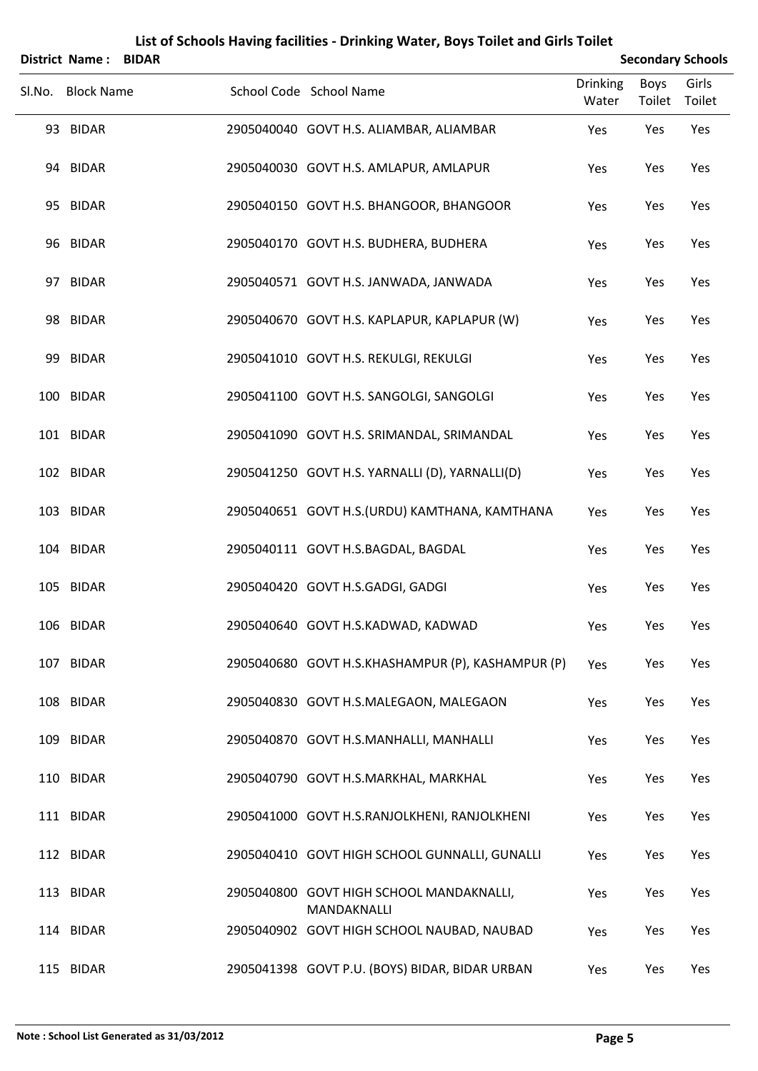# List of Schools Having facilities - Drinking Water, Boys Toilet and Girls Toilet

**District Name : BIDAR** **Secondary Schools**

| Sl.No. | Block Name | School Code | School Name | Drinking Water | Boys Toilet | Girls Toilet |
|---|---|---|---|---|---|---|
| 93 | BIDAR | 2905040040 | GOVT H.S. ALIAMBAR, ALIAMBAR | Yes | Yes | Yes |
| 94 | BIDAR | 2905040030 | GOVT H.S. AMLAPUR, AMLAPUR | Yes | Yes | Yes |
| 95 | BIDAR | 2905040150 | GOVT H.S. BHANGOOR, BHANGOOR | Yes | Yes | Yes |
| 96 | BIDAR | 2905040170 | GOVT H.S. BUDHERA, BUDHERA | Yes | Yes | Yes |
| 97 | BIDAR | 2905040571 | GOVT H.S. JANWADA, JANWADA | Yes | Yes | Yes |
| 98 | BIDAR | 2905040670 | GOVT H.S. KAPLAPUR, KAPLAPUR (W) | Yes | Yes | Yes |
| 99 | BIDAR | 2905041010 | GOVT H.S. REKULGI, REKULGI | Yes | Yes | Yes |
| 100 | BIDAR | 2905041100 | GOVT H.S. SANGOLGI, SANGOLGI | Yes | Yes | Yes |
| 101 | BIDAR | 2905041090 | GOVT H.S. SRIMANDAL, SRIMANDAL | Yes | Yes | Yes |
| 102 | BIDAR | 2905041250 | GOVT H.S. YARNALLI (D), YARNALLI(D) | Yes | Yes | Yes |
| 103 | BIDAR | 2905040651 | GOVT H.S.(URDU) KAMTHANA, KAMTHANA | Yes | Yes | Yes |
| 104 | BIDAR | 2905040111 | GOVT H.S.BAGDAL, BAGDAL | Yes | Yes | Yes |
| 105 | BIDAR | 2905040420 | GOVT H.S.GADGI, GADGI | Yes | Yes | Yes |
| 106 | BIDAR | 2905040640 | GOVT H.S.KADWAD, KADWAD | Yes | Yes | Yes |
| 107 | BIDAR | 2905040680 | GOVT H.S.KHASHAMPUR (P), KASHAMPUR (P) | Yes | Yes | Yes |
| 108 | BIDAR | 2905040830 | GOVT H.S.MALEGAON, MALEGAON | Yes | Yes | Yes |
| 109 | BIDAR | 2905040870 | GOVT H.S.MANHALLI, MANHALLI | Yes | Yes | Yes |
| 110 | BIDAR | 2905040790 | GOVT H.S.MARKHAL, MARKHAL | Yes | Yes | Yes |
| 111 | BIDAR | 2905041000 | GOVT H.S.RANJOLKHENI, RANJOLKHENI | Yes | Yes | Yes |
| 112 | BIDAR | 2905040410 | GOVT HIGH SCHOOL GUNNALLI, GUNALLI | Yes | Yes | Yes |
| 113 | BIDAR | 2905040800 | GOVT HIGH SCHOOL MANDAKNALLI, MANDAKNALLI | Yes | Yes | Yes |
| 114 | BIDAR | 2905040902 | GOVT HIGH SCHOOL NAUBAD, NAUBAD | Yes | Yes | Yes |
| 115 | BIDAR | 2905041398 | GOVT P.U. (BOYS) BIDAR, BIDAR URBAN | Yes | Yes | Yes |

**Note : School List Generated as 31/03/2012**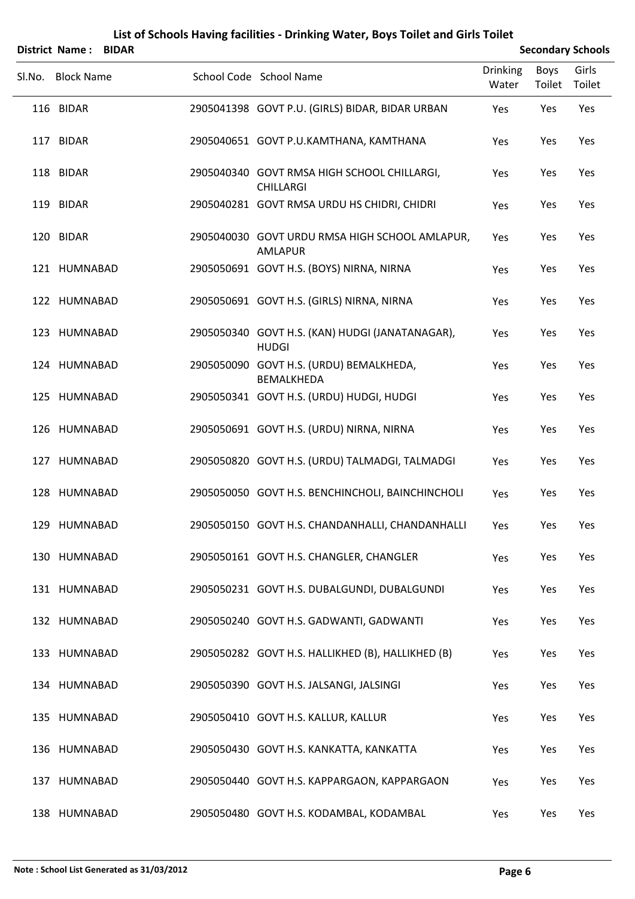# List of Schools Having facilities - Drinking Water, Boys Toilet and Girls Toilet

**District Name : BIDAR** **Secondary Schools**

| Sl.No. | Block Name | School Code | School Name | Drinking Water | Boys Toilet | Girls Toilet |
|---|---|---|---|---|---|---|
| 116 | BIDAR | 2905041398 | GOVT P.U. (GIRLS) BIDAR, BIDAR URBAN | Yes | Yes | Yes |
| 117 | BIDAR | 2905040651 | GOVT P.U.KAMTHANA, KAMTHANA | Yes | Yes | Yes |
| 118 | BIDAR | 2905040340 | GOVT RMSA HIGH SCHOOL CHILLARGI, CHILLARGI | Yes | Yes | Yes |
| 119 | BIDAR | 2905040281 | GOVT RMSA URDU HS CHIDRI, CHIDRI | Yes | Yes | Yes |
| 120 | BIDAR | 2905040030 | GOVT URDU RMSA HIGH SCHOOL AMLAPUR, AMLAPUR | Yes | Yes | Yes |
| 121 | HUMNABAD | 2905050691 | GOVT H.S. (BOYS) NIRNA, NIRNA | Yes | Yes | Yes |
| 122 | HUMNABAD | 2905050691 | GOVT H.S. (GIRLS) NIRNA, NIRNA | Yes | Yes | Yes |
| 123 | HUMNABAD | 2905050340 | GOVT H.S. (KAN) HUDGI (JANATANAGAR), HUDGI | Yes | Yes | Yes |
| 124 | HUMNABAD | 2905050090 | GOVT H.S. (URDU) BEMALKHEDA, BEMALKHEDA | Yes | Yes | Yes |
| 125 | HUMNABAD | 2905050341 | GOVT H.S. (URDU) HUDGI, HUDGI | Yes | Yes | Yes |
| 126 | HUMNABAD | 2905050691 | GOVT H.S. (URDU) NIRNA, NIRNA | Yes | Yes | Yes |
| 127 | HUMNABAD | 2905050820 | GOVT H.S. (URDU) TALMADGI, TALMADGI | Yes | Yes | Yes |
| 128 | HUMNABAD | 2905050050 | GOVT H.S. BENCHINCHOLI, BAINCHINCHOLI | Yes | Yes | Yes |
| 129 | HUMNABAD | 2905050150 | GOVT H.S. CHANDANHALLI, CHANDANHALLI | Yes | Yes | Yes |
| 130 | HUMNABAD | 2905050161 | GOVT H.S. CHANGLER, CHANGLER | Yes | Yes | Yes |
| 131 | HUMNABAD | 2905050231 | GOVT H.S. DUBALGUNDI, DUBALGUNDI | Yes | Yes | Yes |
| 132 | HUMNABAD | 2905050240 | GOVT H.S. GADWANTI, GADWANTI | Yes | Yes | Yes |
| 133 | HUMNABAD | 2905050282 | GOVT H.S. HALLIKHED (B), HALLIKHED (B) | Yes | Yes | Yes |
| 134 | HUMNABAD | 2905050390 | GOVT H.S. JALSANGI, JALSINGI | Yes | Yes | Yes |
| 135 | HUMNABAD | 2905050410 | GOVT H.S. KALLUR, KALLUR | Yes | Yes | Yes |
| 136 | HUMNABAD | 2905050430 | GOVT H.S. KANKATTA, KANKATTA | Yes | Yes | Yes |
| 137 | HUMNABAD | 2905050440 | GOVT H.S. KAPPARGAON, KAPPARGAON | Yes | Yes | Yes |
| 138 | HUMNABAD | 2905050480 | GOVT H.S. KODAMBAL, KODAMBAL | Yes | Yes | Yes |

**Note : School List Generated as 31/03/2012**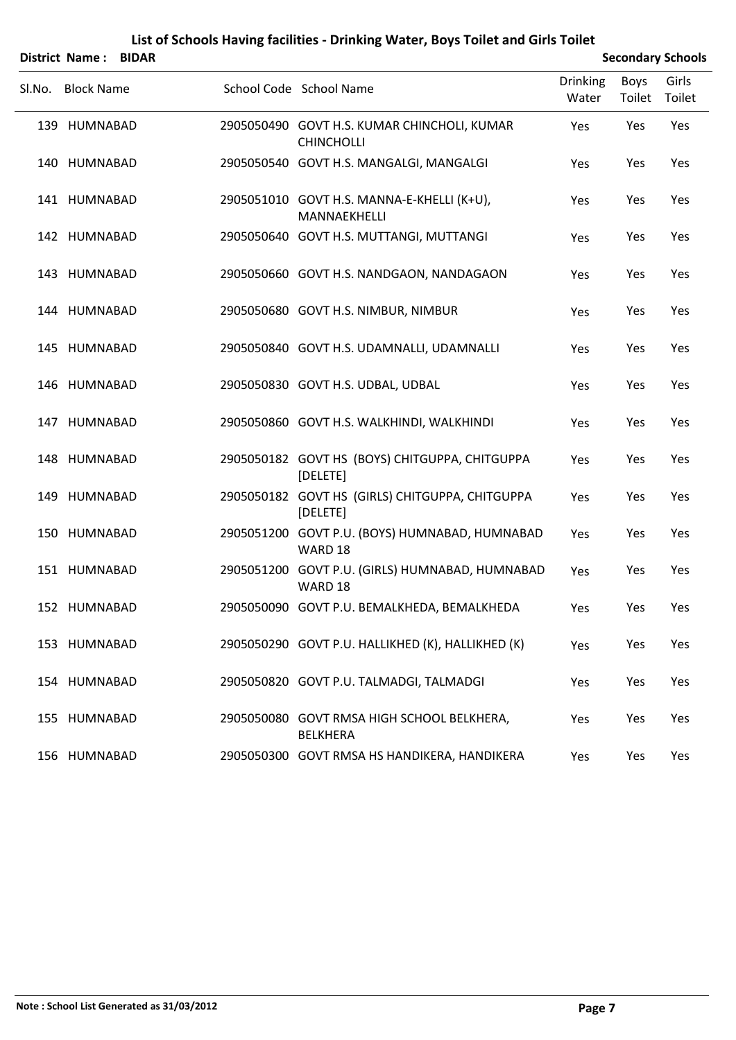# List of Schools Having facilities - Drinking Water, Boys Toilet and Girls Toilet

**District Name : BIDAR** **Secondary Schools**

| Sl.No. | Block Name | School Code | School Name | Drinking Water | Boys Toilet | Girls Toilet |
|---|---|---|---|---|---|---|
| 139 | HUMNABAD | 2905050490 | GOVT H.S. KUMAR CHINCHOLI, KUMAR CHINCHOLLI | Yes | Yes | Yes |
| 140 | HUMNABAD | 2905050540 | GOVT H.S. MANGALGI, MANGALGI | Yes | Yes | Yes |
| 141 | HUMNABAD | 2905051010 | GOVT H.S. MANNA-E-KHELLI (K+U), MANNAEKHELLI | Yes | Yes | Yes |
| 142 | HUMNABAD | 2905050640 | GOVT H.S. MUTTANGI, MUTTANGI | Yes | Yes | Yes |
| 143 | HUMNABAD | 2905050660 | GOVT H.S. NANDGAON, NANDAGAON | Yes | Yes | Yes |
| 144 | HUMNABAD | 2905050680 | GOVT H.S. NIMBUR, NIMBUR | Yes | Yes | Yes |
| 145 | HUMNABAD | 2905050840 | GOVT H.S. UDAMNALLI, UDAMNALLI | Yes | Yes | Yes |
| 146 | HUMNABAD | 2905050830 | GOVT H.S. UDBAL, UDBAL | Yes | Yes | Yes |
| 147 | HUMNABAD | 2905050860 | GOVT H.S. WALKHINDI, WALKHINDI | Yes | Yes | Yes |
| 148 | HUMNABAD | 2905050182 | GOVT HS (BOYS) CHITGUPPA, CHITGUPPA [DELETE] | Yes | Yes | Yes |
| 149 | HUMNABAD | 2905050182 | GOVT HS (GIRLS) CHITGUPPA, CHITGUPPA [DELETE] | Yes | Yes | Yes |
| 150 | HUMNABAD | 2905051200 | GOVT P.U. (BOYS) HUMNABAD, HUMNABAD WARD 18 | Yes | Yes | Yes |
| 151 | HUMNABAD | 2905051200 | GOVT P.U. (GIRLS) HUMNABAD, HUMNABAD WARD 18 | Yes | Yes | Yes |
| 152 | HUMNABAD | 2905050090 | GOVT P.U. BEMALKHEDA, BEMALKHEDA | Yes | Yes | Yes |
| 153 | HUMNABAD | 2905050290 | GOVT P.U. HALLIKHED (K), HALLIKHED (K) | Yes | Yes | Yes |
| 154 | HUMNABAD | 2905050820 | GOVT P.U. TALMADGI, TALMADGI | Yes | Yes | Yes |
| 155 | HUMNABAD | 2905050080 | GOVT RMSA HIGH SCHOOL BELKHERA, BELKHERA | Yes | Yes | Yes |
| 156 | HUMNABAD | 2905050300 | GOVT RMSA HS HANDIKERA, HANDIKERA | Yes | Yes | Yes |

**Note : School List Generated as 31/03/2012**